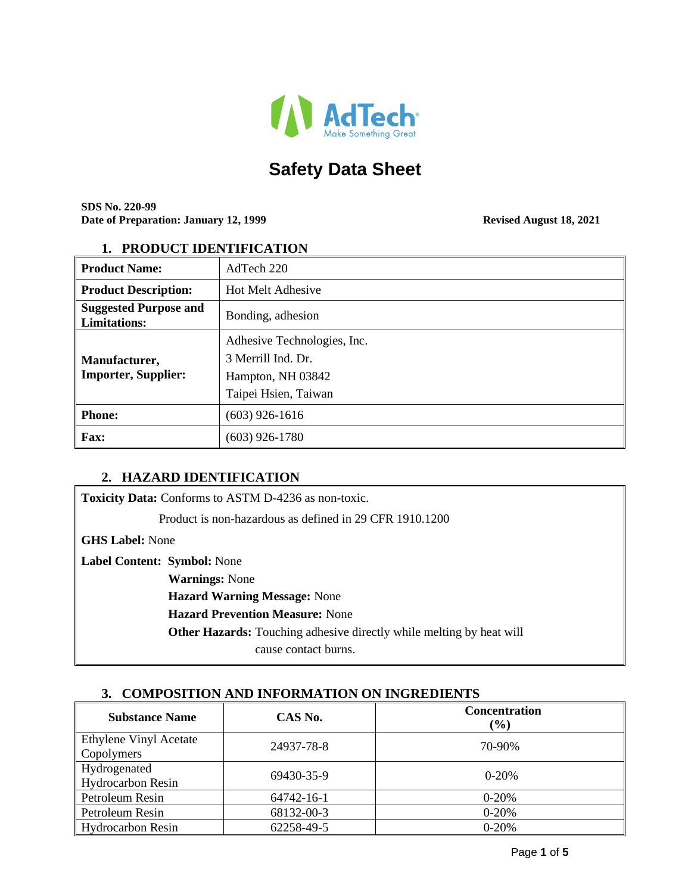AdTech
Make Something Great

# Safety Data Sheet

**SDS No. 220-99**
**Date of Preparation: January 12, 1999** **Revised August 18, 2021**

## 1. PRODUCT IDENTIFICATION

| **Product Name:** | AdTech 220 |
|---|---|
| **Product Description:** | Hot Melt Adhesive |
| **Suggested Purpose and Limitations:** | Bonding, adhesion |
| **Manufacturer, Importer, Supplier:** | Adhesive Technologies, Inc.<br>3 Merrill Ind. Dr.<br>Hampton, NH 03842<br>Taipei Hsien, Taiwan |
| **Phone:** | (603) 926-1616 |
| **Fax:** | (603) 926-1780 |

## 2. HAZARD IDENTIFICATION

**Toxicity Data:** Conforms to ASTM D-4236 as non-toxic.

Product is non-hazardous as defined in 29 CFR 1910.1200

**GHS Label:** None

**Label Content:** **Symbol:** None

**Warnings:** None

**Hazard Warning Message:** None

**Hazard Prevention Measure:** None

**Other Hazards:** Touching adhesive directly while melting by heat will cause contact burns.

## 3. COMPOSITION AND INFORMATION ON INGREDIENTS

| Substance Name | CAS No. | Concentration (%) |
|---|---|---|
| Ethylene Vinyl Acetate Copolymers | 24937-78-8 | 70-90% |
| Hydrogenated Hydrocarbon Resin | 69430-35-9 | 0-20% |
| Petroleum Resin | 64742-16-1 | 0-20% |
| Petroleum Resin | 68132-00-3 | 0-20% |
| Hydrocarbon Resin | 62258-49-5 | 0-20% |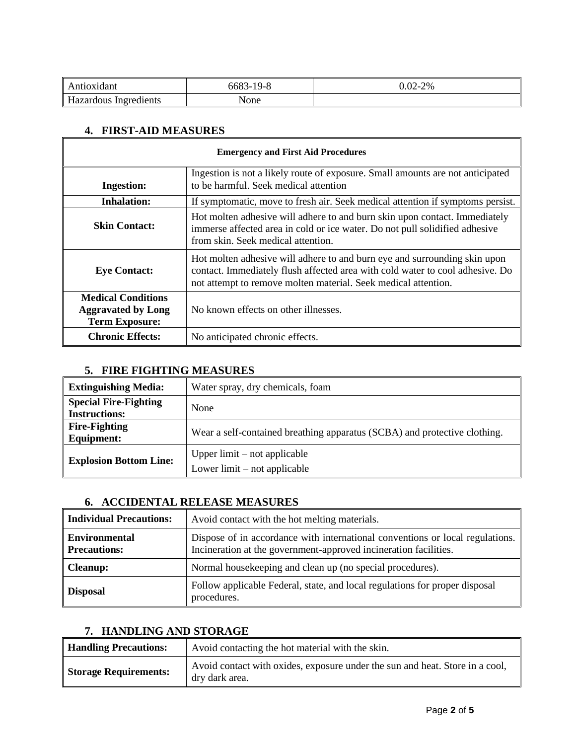| Antioxidant | 6683-19-8 | 0.02-2% |
|---|---|---|
| Hazardous Ingredients | None | |

## 4. FIRST-AID MEASURES

| Emergency and First Aid Procedures | |
|---|---|
| **Ingestion:** | Ingestion is not a likely route of exposure. Small amounts are not anticipated to be harmful. Seek medical attention |
| **Inhalation:** | If symptomatic, move to fresh air. Seek medical attention if symptoms persist. |
| **Skin Contact:** | Hot molten adhesive will adhere to and burn skin upon contact. Immediately immerse affected area in cold or ice water. Do not pull solidified adhesive from skin. Seek medical attention. |
| **Eye Contact:** | Hot molten adhesive will adhere to and burn eye and surrounding skin upon contact. Immediately flush affected area with cold water to cool adhesive. Do not attempt to remove molten material. Seek medical attention. |
| **Medical Conditions Aggravated by Long Term Exposure:** | No known effects on other illnesses. |
| **Chronic Effects:** | No anticipated chronic effects. |

## 5. FIRE FIGHTING MEASURES

| | |
|---|---|
| **Extinguishing Media:** | Water spray, dry chemicals, foam |
| **Special Fire-Fighting Instructions:** | None |
| **Fire-Fighting Equipment:** | Wear a self-contained breathing apparatus (SCBA) and protective clothing. |
| **Explosion Bottom Line:** | Upper limit – not applicable<br>Lower limit – not applicable |

## 6. ACCIDENTAL RELEASE MEASURES

| | |
|---|---|
| **Individual Precautions:** | Avoid contact with the hot melting materials. |
| **Environmental Precautions:** | Dispose of in accordance with international conventions or local regulations. Incineration at the government-approved incineration facilities. |
| **Cleanup:** | Normal housekeeping and clean up (no special procedures). |
| **Disposal** | Follow applicable Federal, state, and local regulations for proper disposal procedures. |

## 7. HANDLING AND STORAGE

| | |
|---|---|
| **Handling Precautions:** | Avoid contacting the hot material with the skin. |
| **Storage Requirements:** | Avoid contact with oxides, exposure under the sun and heat. Store in a cool, dry dark area. |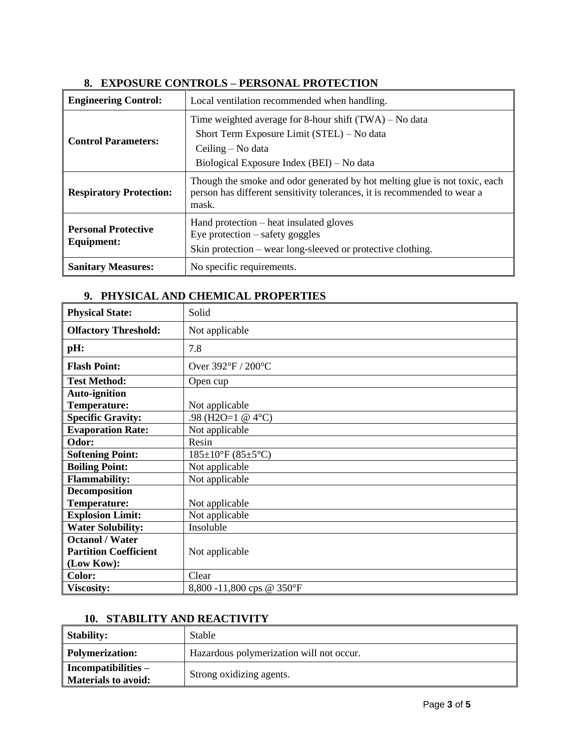## 8. EXPOSURE CONTROLS – PERSONAL PROTECTION

| | |
|---|---|
| **Engineering Control:** | Local ventilation recommended when handling. |
| **Control Parameters:** | Time weighted average for 8-hour shift (TWA) – No data<br>Short Term Exposure Limit (STEL) – No data<br>Ceiling – No data<br>Biological Exposure Index (BEI) – No data |
| **Respiratory Protection:** | Though the smoke and odor generated by hot melting glue is not toxic, each person has different sensitivity tolerances, it is recommended to wear a mask. |
| **Personal Protective Equipment:** | Hand protection – heat insulated gloves<br>Eye protection – safety goggles<br>Skin protection – wear long-sleeved or protective clothing. |
| **Sanitary Measures:** | No specific requirements. |

## 9. PHYSICAL AND CHEMICAL PROPERTIES

| | |
|---|---|
| **Physical State:** | Solid |
| **Olfactory Threshold:** | Not applicable |
| **pH:** | 7.8 |
| **Flash Point:** | Over 392°F / 200°C |
| **Test Method:** | Open cup |
| **Auto-ignition Temperature:** | Not applicable |
| **Specific Gravity:** | .98 ($H_2O$=1 @ 4°C) |
| **Evaporation Rate:** | Not applicable |
| **Odor:** | Resin |
| **Softening Point:** | 185±10°F (85±5°C) |
| **Boiling Point:** | Not applicable |
| **Flammability:** | Not applicable |
| **Decomposition Temperature:** | Not applicable |
| **Explosion Limit:** | Not applicable |
| **Water Solubility:** | Insoluble |
| **Octanol / Water Partition Coefficient (Low Kow):** | Not applicable |
| **Color:** | Clear |
| **Viscosity:** | 8,800 -11,800 cps @ 350°F |

## 10. STABILITY AND REACTIVITY

| | |
|---|---|
| **Stability:** | Stable |
| **Polymerization:** | Hazardous polymerization will not occur. |
| **Incompatibilities – Materials to avoid:** | Strong oxidizing agents. |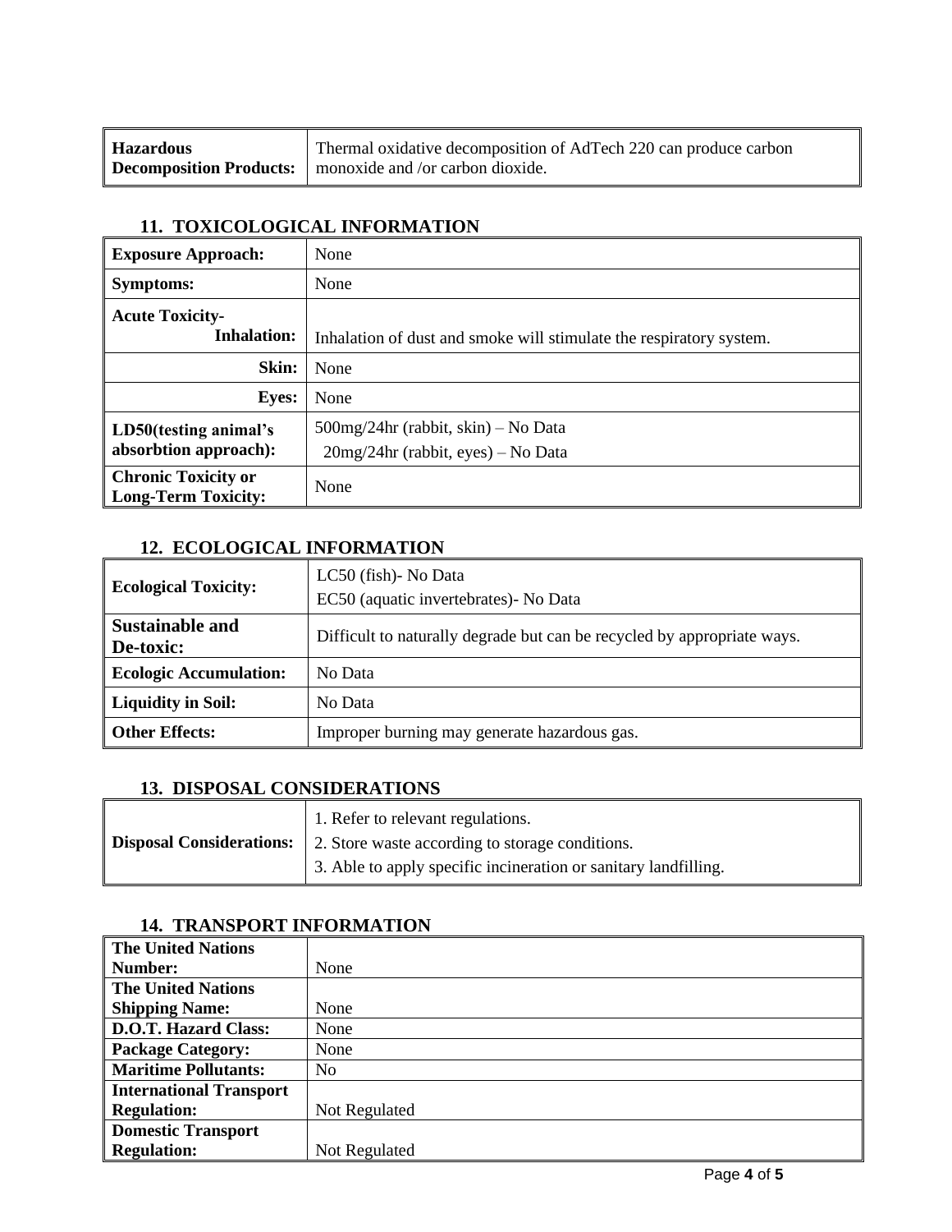| **Hazardous Decomposition Products:** | Thermal oxidative decomposition of AdTech 220 can produce carbon monoxide and /or carbon dioxide. |
|---|---|

## 11. TOXICOLOGICAL INFORMATION

| **Exposure Approach:** | None |
|---|---|
| **Symptoms:** | None |
| **Acute Toxicity- Inhalation:** | Inhalation of dust and smoke will stimulate the respiratory system. |
| **Skin:** | None |
| **Eyes:** | None |
| **LD50(testing animal's absorbtion approach):** | 500mg/24hr (rabbit, skin) – No Data<br>20mg/24hr (rabbit, eyes) – No Data |
| **Chronic Toxicity or Long-Term Toxicity:** | None |

## 12. ECOLOGICAL INFORMATION

| **Ecological Toxicity:** | LC50 (fish)- No Data<br>EC50 (aquatic invertebrates)- No Data |
|---|---|
| **Sustainable and De-toxic:** | Difficult to naturally degrade but can be recycled by appropriate ways. |
| **Ecologic Accumulation:** | No Data |
| **Liquidity in Soil:** | No Data |
| **Other Effects:** | Improper burning may generate hazardous gas. |

## 13. DISPOSAL CONSIDERATIONS

| **Disposal Considerations:** | 1. Refer to relevant regulations.<br>2. Store waste according to storage conditions.<br>3. Able to apply specific incineration or sanitary landfilling. |
|---|---|

## 14. TRANSPORT INFORMATION

| **The United Nations Number:** | None |
|---|---|
| **The United Nations Shipping Name:** | None |
| **D.O.T. Hazard Class:** | None |
| **Package Category:** | None |
| **Maritime Pollutants:** | No |
| **International Transport Regulation:** | Not Regulated |
| **Domestic Transport Regulation:** | Not Regulated |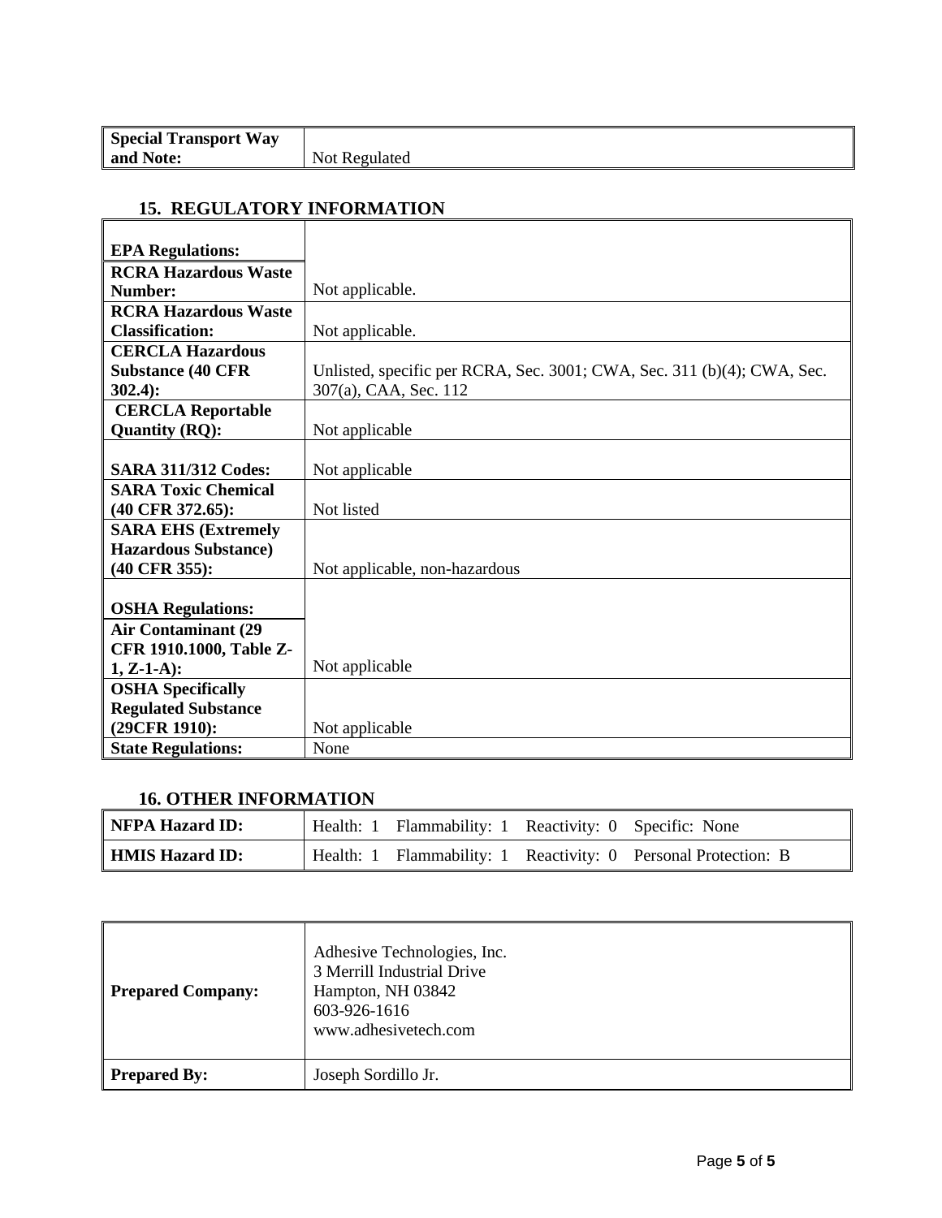| | |
|---|---|
| **Special Transport Way and Note:** | Not Regulated |

## 15. REGULATORY INFORMATION

| | |
|---|---|
| **EPA Regulations:** | |
| **RCRA Hazardous Waste Number:** | Not applicable. |
| **RCRA Hazardous Waste Classification:** | Not applicable. |
| **CERCLA Hazardous Substance (40 CFR 302.4):** | Unlisted, specific per RCRA, Sec. 3001; CWA, Sec. 311 (b)(4); CWA, Sec. 307(a), CAA, Sec. 112 |
| **CERCLA Reportable Quantity (RQ):** | Not applicable |
| **SARA 311/312 Codes:** | Not applicable |
| **SARA Toxic Chemical (40 CFR 372.65):** | Not listed |
| **SARA EHS (Extremely Hazardous Substance) (40 CFR 355):** | Not applicable, non-hazardous |
| **OSHA Regulations:** | |
| **Air Contaminant (29 CFR 1910.1000, Table Z-1, Z-1-A):** | Not applicable |
| **OSHA Specifically Regulated Substance (29CFR 1910):** | Not applicable |
| **State Regulations:** | None |

## 16. OTHER INFORMATION

| | |
|---|---|
| **NFPA Hazard ID:** | Health: 1 Flammability: 1 Reactivity: 0 Specific: None |
| **HMIS Hazard ID:** | Health: 1 Flammability: 1 Reactivity: 0 Personal Protection: B |

| | |
|---|---|
| **Prepared Company:** | Adhesive Technologies, Inc.<br>3 Merrill Industrial Drive<br>Hampton, NH 03842<br>603-926-1616<br>www.adhesivetech.com |
| **Prepared By:** | Joseph Sordillo Jr. |